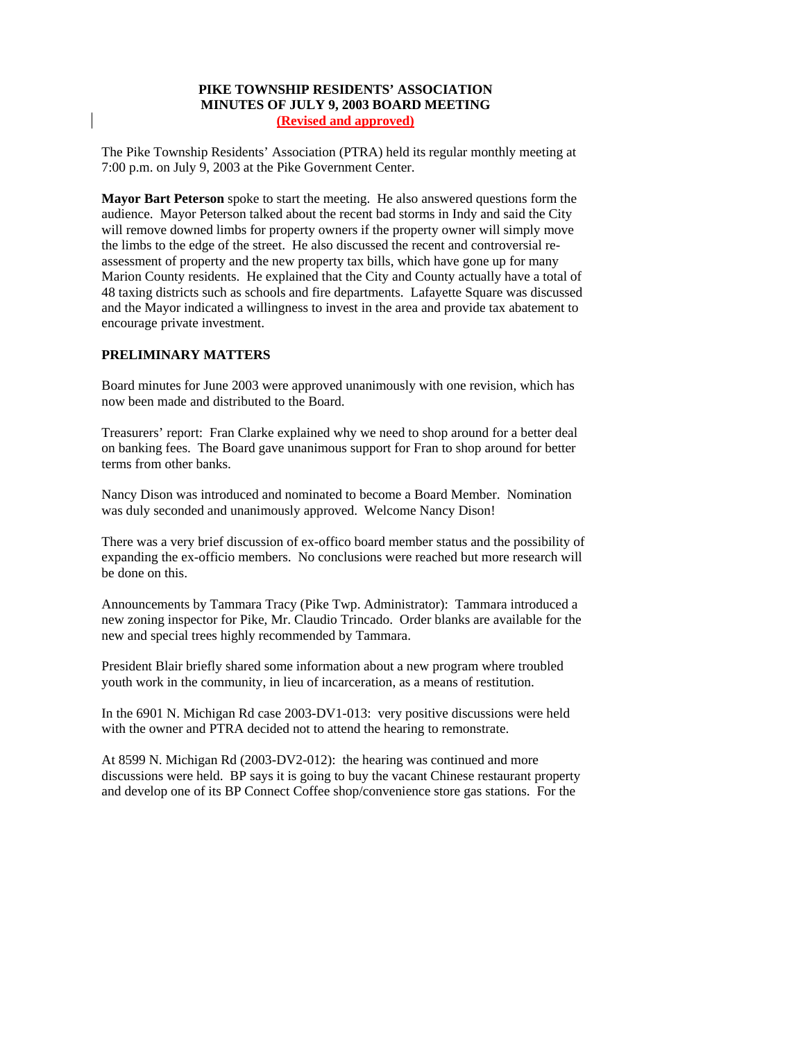**PIKE TOWNSHIP RESIDENTS' ASSOCIATION**
**MINUTES OF JULY 9, 2003 BOARD MEETING**
**(Revised and approved)**

The Pike Township Residents' Association (PTRA) held its regular monthly meeting at 7:00 p.m. on July 9, 2003 at the Pike Government Center.

**Mayor Bart Peterson** spoke to start the meeting. He also answered questions form the audience. Mayor Peterson talked about the recent bad storms in Indy and said the City will remove downed limbs for property owners if the property owner will simply move the limbs to the edge of the street. He also discussed the recent and controversial re-assessment of property and the new property tax bills, which have gone up for many Marion County residents. He explained that the City and County actually have a total of 48 taxing districts such as schools and fire departments. Lafayette Square was discussed and the Mayor indicated a willingness to invest in the area and provide tax abatement to encourage private investment.

**PRELIMINARY MATTERS**

Board minutes for June 2003 were approved unanimously with one revision, which has now been made and distributed to the Board.

Treasurers' report: Fran Clarke explained why we need to shop around for a better deal on banking fees. The Board gave unanimous support for Fran to shop around for better terms from other banks.

Nancy Dison was introduced and nominated to become a Board Member. Nomination was duly seconded and unanimously approved. Welcome Nancy Dison!

There was a very brief discussion of ex-offico board member status and the possibility of expanding the ex-officio members. No conclusions were reached but more research will be done on this.

Announcements by Tammara Tracy (Pike Twp. Administrator): Tammara introduced a new zoning inspector for Pike, Mr. Claudio Trincado. Order blanks are available for the new and special trees highly recommended by Tammara.

President Blair briefly shared some information about a new program where troubled youth work in the community, in lieu of incarceration, as a means of restitution.

In the 6901 N. Michigan Rd case 2003-DV1-013: very positive discussions were held with the owner and PTRA decided not to attend the hearing to remonstrate.

At 8599 N. Michigan Rd (2003-DV2-012): the hearing was continued and more discussions were held. BP says it is going to buy the vacant Chinese restaurant property and develop one of its BP Connect Coffee shop/convenience store gas stations. For the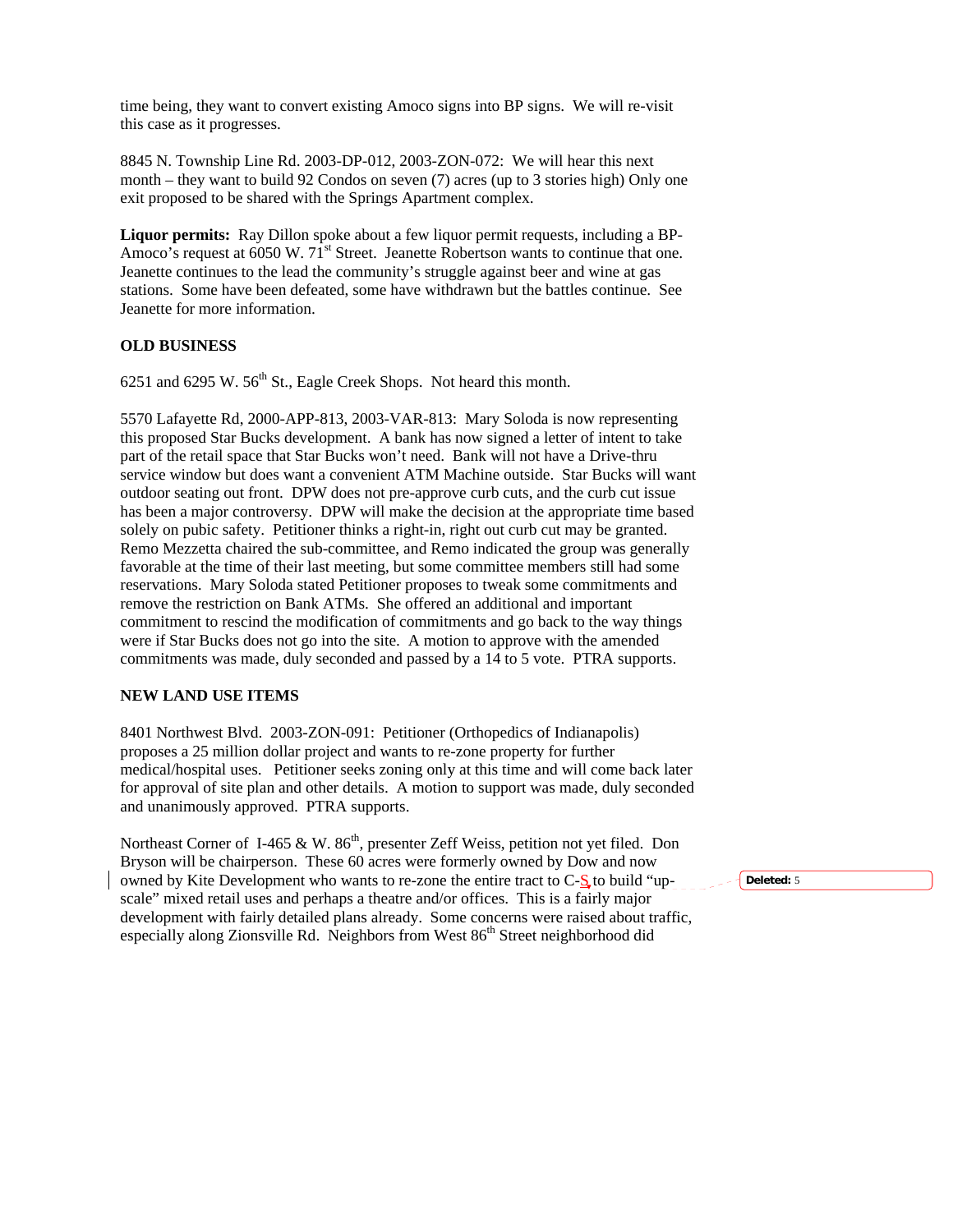time being, they want to convert existing Amoco signs into BP signs. We will re-visit this case as it progresses.

8845 N. Township Line Rd. 2003-DP-012, 2003-ZON-072: We will hear this next month – they want to build 92 Condos on seven (7) acres (up to 3 stories high) Only one exit proposed to be shared with the Springs Apartment complex.

**Liquor permits:** Ray Dillon spoke about a few liquor permit requests, including a BP-Amoco's request at 6050 W. 71st Street. Jeanette Robertson wants to continue that one. Jeanette continues to the lead the community's struggle against beer and wine at gas stations. Some have been defeated, some have withdrawn but the battles continue. See Jeanette for more information.

**OLD BUSINESS**

6251 and 6295 W. 56th St., Eagle Creek Shops. Not heard this month.

5570 Lafayette Rd, 2000-APP-813, 2003-VAR-813: Mary Soloda is now representing this proposed Star Bucks development. A bank has now signed a letter of intent to take part of the retail space that Star Bucks won't need. Bank will not have a Drive-thru service window but does want a convenient ATM Machine outside. Star Bucks will want outdoor seating out front. DPW does not pre-approve curb cuts, and the curb cut issue has been a major controversy. DPW will make the decision at the appropriate time based solely on pubic safety. Petitioner thinks a right-in, right out curb cut may be granted. Remo Mezzetta chaired the sub-committee, and Remo indicated the group was generally favorable at the time of their last meeting, but some committee members still had some reservations. Mary Soloda stated Petitioner proposes to tweak some commitments and remove the restriction on Bank ATMs. She offered an additional and important commitment to rescind the modification of commitments and go back to the way things were if Star Bucks does not go into the site. A motion to approve with the amended commitments was made, duly seconded and passed by a 14 to 5 vote. PTRA supports.

**NEW LAND USE ITEMS**

8401 Northwest Blvd. 2003-ZON-091: Petitioner (Orthopedics of Indianapolis) proposes a 25 million dollar project and wants to re-zone property for further medical/hospital uses. Petitioner seeks zoning only at this time and will come back later for approval of site plan and other details. A motion to support was made, duly seconded and unanimously approved. PTRA supports.

Northeast Corner of I-465 & W. 86th, presenter Zeff Weiss, petition not yet filed. Don Bryson will be chairperson. These 60 acres were formerly owned by Dow and now owned by Kite Development who wants to re-zone the entire tract to C-S to build "up-scale" mixed retail uses and perhaps a theatre and/or offices. This is a fairly major development with fairly detailed plans already. Some concerns were raised about traffic, especially along Zionsville Rd. Neighbors from West 86th Street neighborhood did

Deleted: 5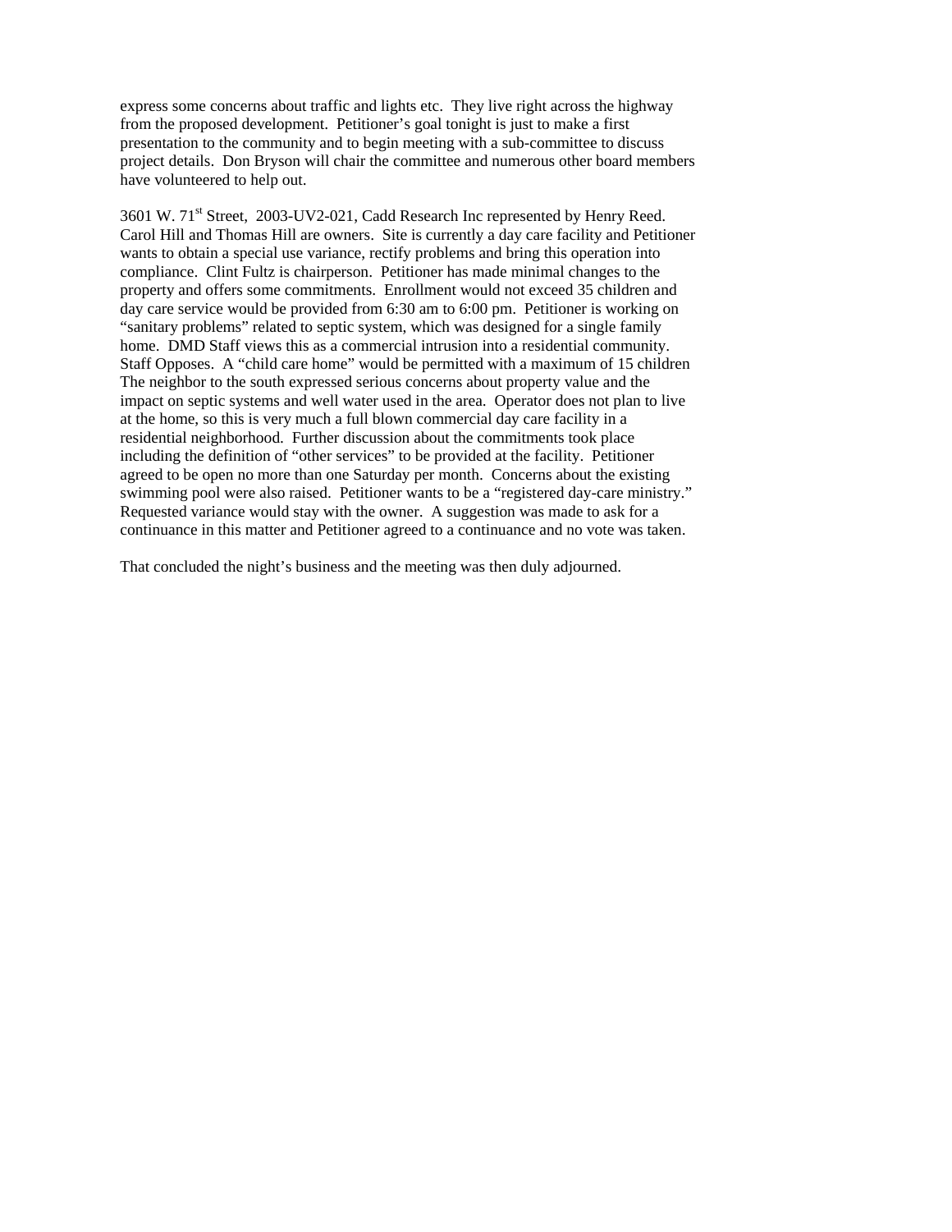express some concerns about traffic and lights etc. They live right across the highway from the proposed development. Petitioner's goal tonight is just to make a first presentation to the community and to begin meeting with a sub-committee to discuss project details. Don Bryson will chair the committee and numerous other board members have volunteered to help out.

3601 W. 71st Street, 2003-UV2-021, Cadd Research Inc represented by Henry Reed. Carol Hill and Thomas Hill are owners. Site is currently a day care facility and Petitioner wants to obtain a special use variance, rectify problems and bring this operation into compliance. Clint Fultz is chairperson. Petitioner has made minimal changes to the property and offers some commitments. Enrollment would not exceed 35 children and day care service would be provided from 6:30 am to 6:00 pm. Petitioner is working on "sanitary problems" related to septic system, which was designed for a single family home. DMD Staff views this as a commercial intrusion into a residential community. Staff Opposes. A "child care home" would be permitted with a maximum of 15 children The neighbor to the south expressed serious concerns about property value and the impact on septic systems and well water used in the area. Operator does not plan to live at the home, so this is very much a full blown commercial day care facility in a residential neighborhood. Further discussion about the commitments took place including the definition of "other services" to be provided at the facility. Petitioner agreed to be open no more than one Saturday per month. Concerns about the existing swimming pool were also raised. Petitioner wants to be a "registered day-care ministry." Requested variance would stay with the owner. A suggestion was made to ask for a continuance in this matter and Petitioner agreed to a continuance and no vote was taken.

That concluded the night's business and the meeting was then duly adjourned.